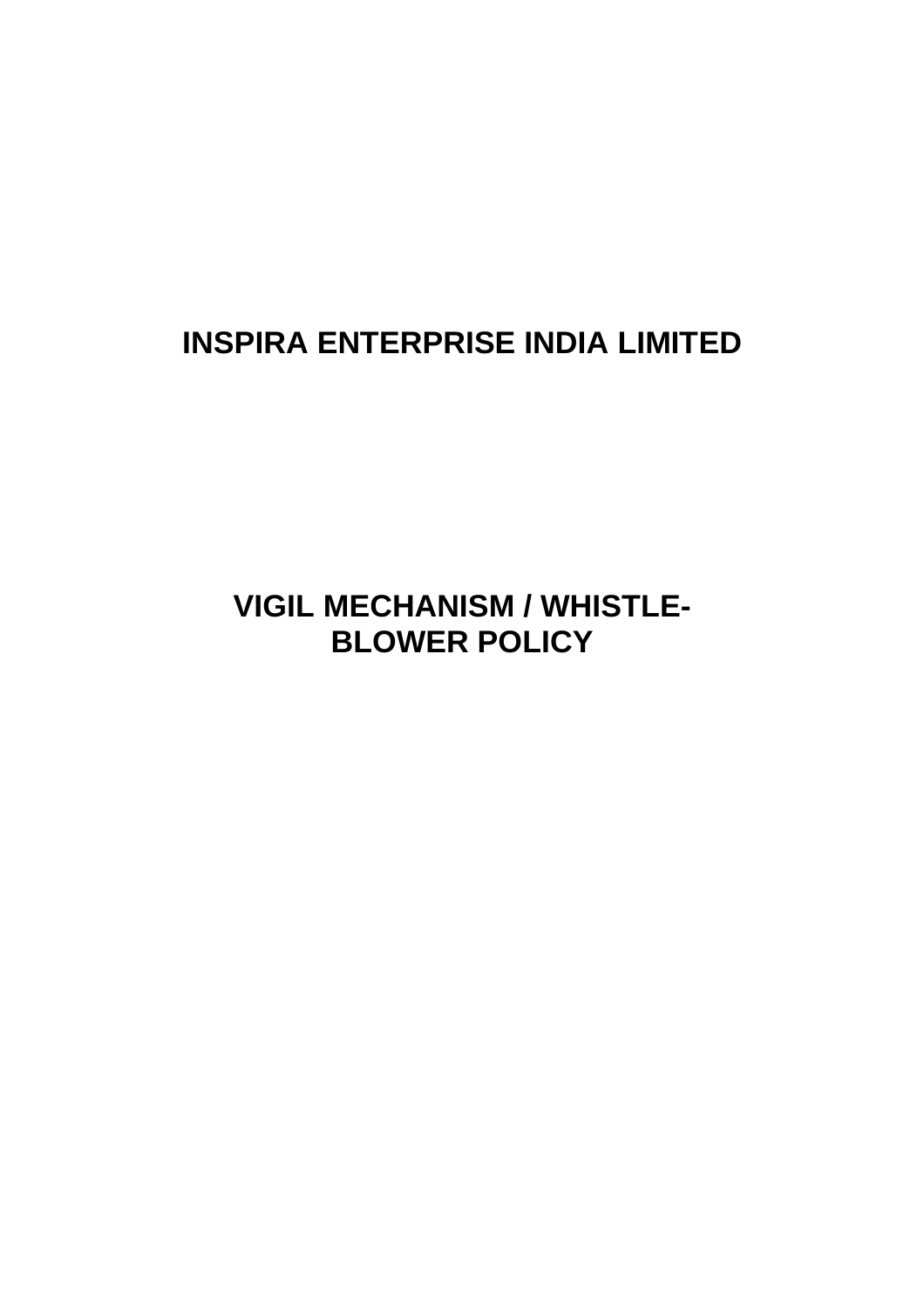# INSPIRA ENTERPRISE INDIA LIMITED

# VIGIL MECHANISM / WHISTLE-BLOWER POLICY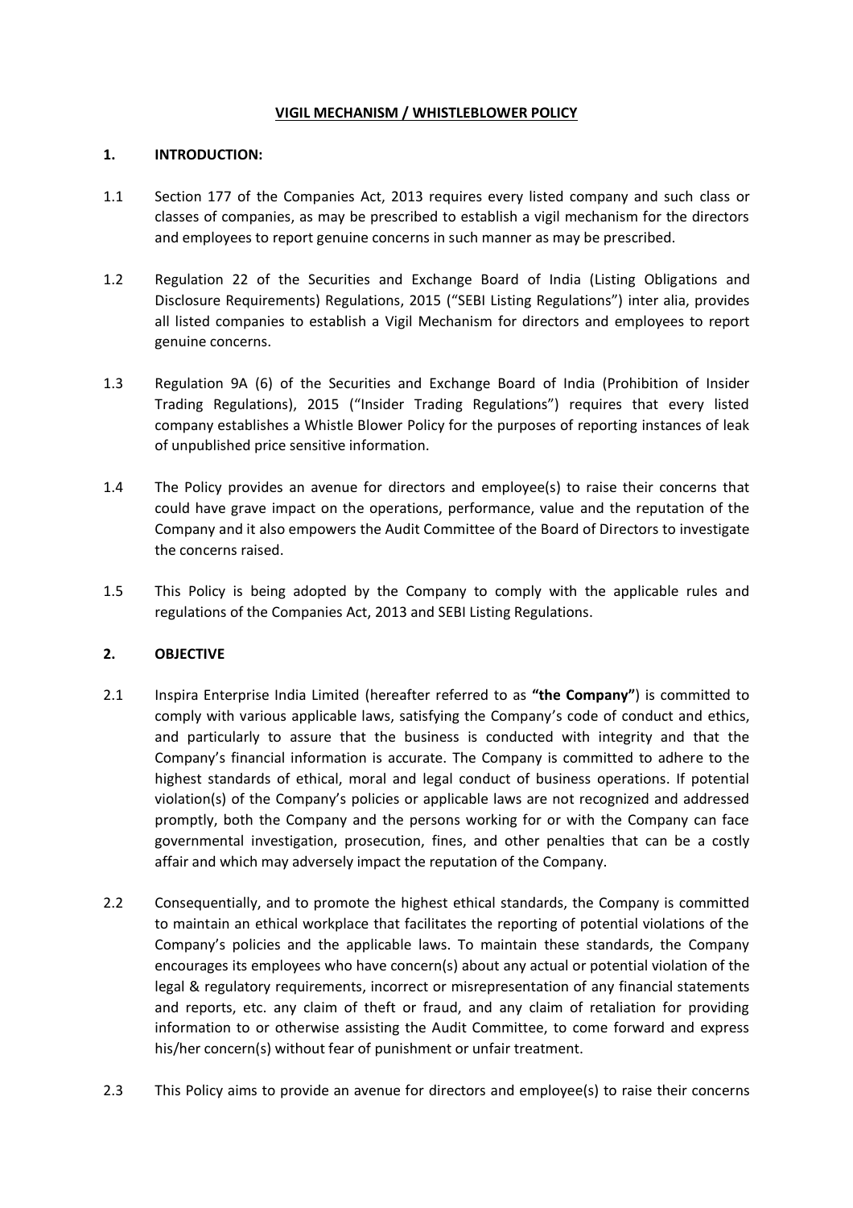# VIGIL MECHANISM / WHISTLEBLOWER POLICY

## 1. INTRODUCTION:

1.1 Section 177 of the Companies Act, 2013 requires every listed company and such class or classes of companies, as may be prescribed to establish a vigil mechanism for the directors and employees to report genuine concerns in such manner as may be prescribed.

1.2 Regulation 22 of the Securities and Exchange Board of India (Listing Obligations and Disclosure Requirements) Regulations, 2015 ("SEBI Listing Regulations") inter alia, provides all listed companies to establish a Vigil Mechanism for directors and employees to report genuine concerns.

1.3 Regulation 9A (6) of the Securities and Exchange Board of India (Prohibition of Insider Trading Regulations), 2015 ("Insider Trading Regulations") requires that every listed company establishes a Whistle Blower Policy for the purposes of reporting instances of leak of unpublished price sensitive information.

1.4 The Policy provides an avenue for directors and employee(s) to raise their concerns that could have grave impact on the operations, performance, value and the reputation of the Company and it also empowers the Audit Committee of the Board of Directors to investigate the concerns raised.

1.5 This Policy is being adopted by the Company to comply with the applicable rules and regulations of the Companies Act, 2013 and SEBI Listing Regulations.

## 2. OBJECTIVE

2.1 Inspira Enterprise India Limited (hereafter referred to as **"the Company"**) is committed to comply with various applicable laws, satisfying the Company's code of conduct and ethics, and particularly to assure that the business is conducted with integrity and that the Company's financial information is accurate. The Company is committed to adhere to the highest standards of ethical, moral and legal conduct of business operations. If potential violation(s) of the Company's policies or applicable laws are not recognized and addressed promptly, both the Company and the persons working for or with the Company can face governmental investigation, prosecution, fines, and other penalties that can be a costly affair and which may adversely impact the reputation of the Company.

2.2 Consequentially, and to promote the highest ethical standards, the Company is committed to maintain an ethical workplace that facilitates the reporting of potential violations of the Company's policies and the applicable laws. To maintain these standards, the Company encourages its employees who have concern(s) about any actual or potential violation of the legal & regulatory requirements, incorrect or misrepresentation of any financial statements and reports, etc. any claim of theft or fraud, and any claim of retaliation for providing information to or otherwise assisting the Audit Committee, to come forward and express his/her concern(s) without fear of punishment or unfair treatment.

2.3 This Policy aims to provide an avenue for directors and employee(s) to raise their concerns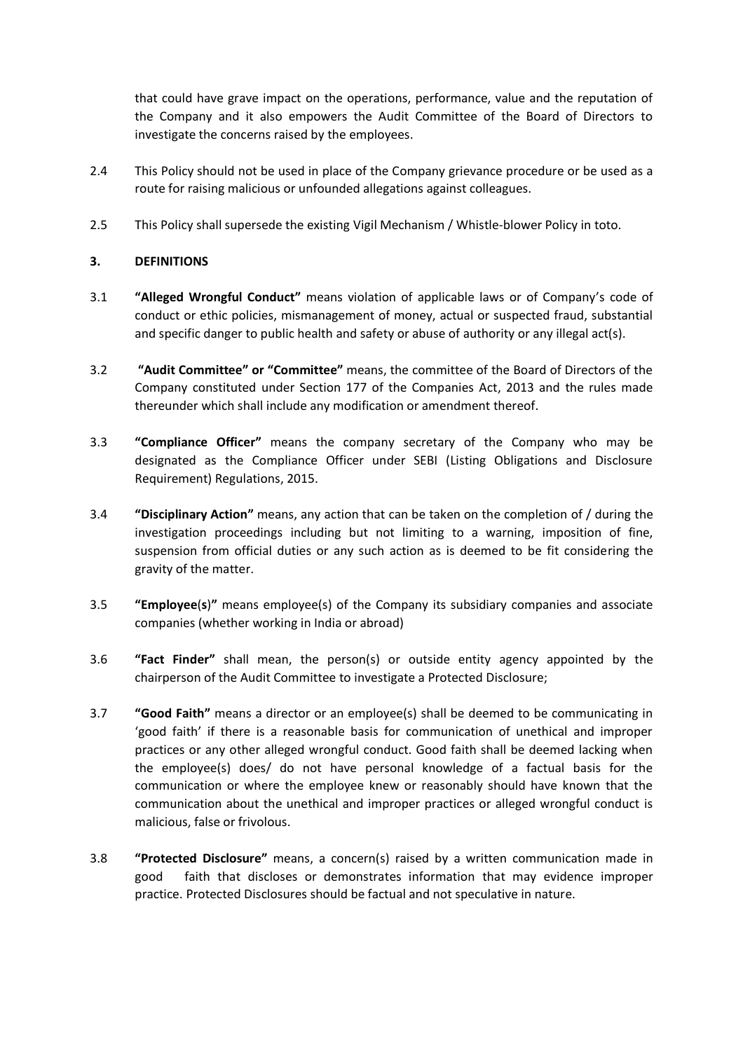that could have grave impact on the operations, performance, value and the reputation of the Company and it also empowers the Audit Committee of the Board of Directors to investigate the concerns raised by the employees.

2.4 This Policy should not be used in place of the Company grievance procedure or be used as a route for raising malicious or unfounded allegations against colleagues.

2.5 This Policy shall supersede the existing Vigil Mechanism / Whistle-blower Policy in toto.

## 3. DEFINITIONS

3.1 **"Alleged Wrongful Conduct"** means violation of applicable laws or of Company's code of conduct or ethic policies, mismanagement of money, actual or suspected fraud, substantial and specific danger to public health and safety or abuse of authority or any illegal act(s).

3.2 **"Audit Committee" or "Committee"** means, the committee of the Board of Directors of the Company constituted under Section 177 of the Companies Act, 2013 and the rules made thereunder which shall include any modification or amendment thereof.

3.3 **"Compliance Officer"** means the company secretary of the Company who may be designated as the Compliance Officer under SEBI (Listing Obligations and Disclosure Requirement) Regulations, 2015.

3.4 **"Disciplinary Action"** means, any action that can be taken on the completion of / during the investigation proceedings including but not limiting to a warning, imposition of fine, suspension from official duties or any such action as is deemed to be fit considering the gravity of the matter.

3.5 **"Employee(s)"** means employee(s) of the Company its subsidiary companies and associate companies (whether working in India or abroad)

3.6 **"Fact Finder"** shall mean, the person(s) or outside entity agency appointed by the chairperson of the Audit Committee to investigate a Protected Disclosure;

3.7 **"Good Faith"** means a director or an employee(s) shall be deemed to be communicating in 'good faith' if there is a reasonable basis for communication of unethical and improper practices or any other alleged wrongful conduct. Good faith shall be deemed lacking when the employee(s) does/ do not have personal knowledge of a factual basis for the communication or where the employee knew or reasonably should have known that the communication about the unethical and improper practices or alleged wrongful conduct is malicious, false or frivolous.

3.8 **"Protected Disclosure"** means, a concern(s) raised by a written communication made in good faith that discloses or demonstrates information that may evidence improper practice. Protected Disclosures should be factual and not speculative in nature.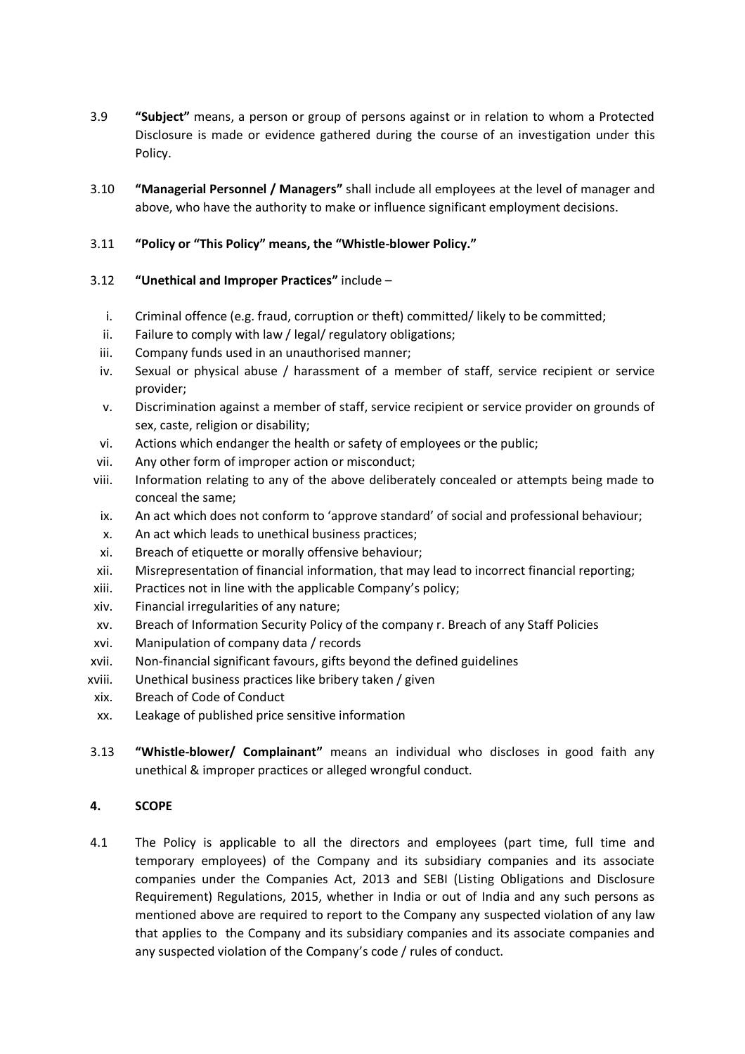3.9 **"Subject"** means, a person or group of persons against or in relation to whom a Protected Disclosure is made or evidence gathered during the course of an investigation under this Policy.

3.10 **"Managerial Personnel / Managers"** shall include all employees at the level of manager and above, who have the authority to make or influence significant employment decisions.

3.11 **"Policy or "This Policy" means, the "Whistle-blower Policy."**

3.12 **"Unethical and Improper Practices"** include –

i. Criminal offence (e.g. fraud, corruption or theft) committed/ likely to be committed;
ii. Failure to comply with law / legal/ regulatory obligations;
iii. Company funds used in an unauthorised manner;
iv. Sexual or physical abuse / harassment of a member of staff, service recipient or service provider;
v. Discrimination against a member of staff, service recipient or service provider on grounds of sex, caste, religion or disability;
vi. Actions which endanger the health or safety of employees or the public;
vii. Any other form of improper action or misconduct;
viii. Information relating to any of the above deliberately concealed or attempts being made to conceal the same;
ix. An act which does not conform to 'approve standard' of social and professional behaviour;
x. An act which leads to unethical business practices;
xi. Breach of etiquette or morally offensive behaviour;
xii. Misrepresentation of financial information, that may lead to incorrect financial reporting;
xiii. Practices not in line with the applicable Company's policy;
xiv. Financial irregularities of any nature;
xv. Breach of Information Security Policy of the company r. Breach of any Staff Policies
xvi. Manipulation of company data / records
xvii. Non-financial significant favours, gifts beyond the defined guidelines
xviii. Unethical business practices like bribery taken / given
xix. Breach of Code of Conduct
xx. Leakage of published price sensitive information

3.13 **"Whistle-blower/ Complainant"** means an individual who discloses in good faith any unethical & improper practices or alleged wrongful conduct.

## 4. SCOPE

4.1 The Policy is applicable to all the directors and employees (part time, full time and temporary employees) of the Company and its subsidiary companies and its associate companies under the Companies Act, 2013 and SEBI (Listing Obligations and Disclosure Requirement) Regulations, 2015, whether in India or out of India and any such persons as mentioned above are required to report to the Company any suspected violation of any law that applies to the Company and its subsidiary companies and its associate companies and any suspected violation of the Company's code / rules of conduct.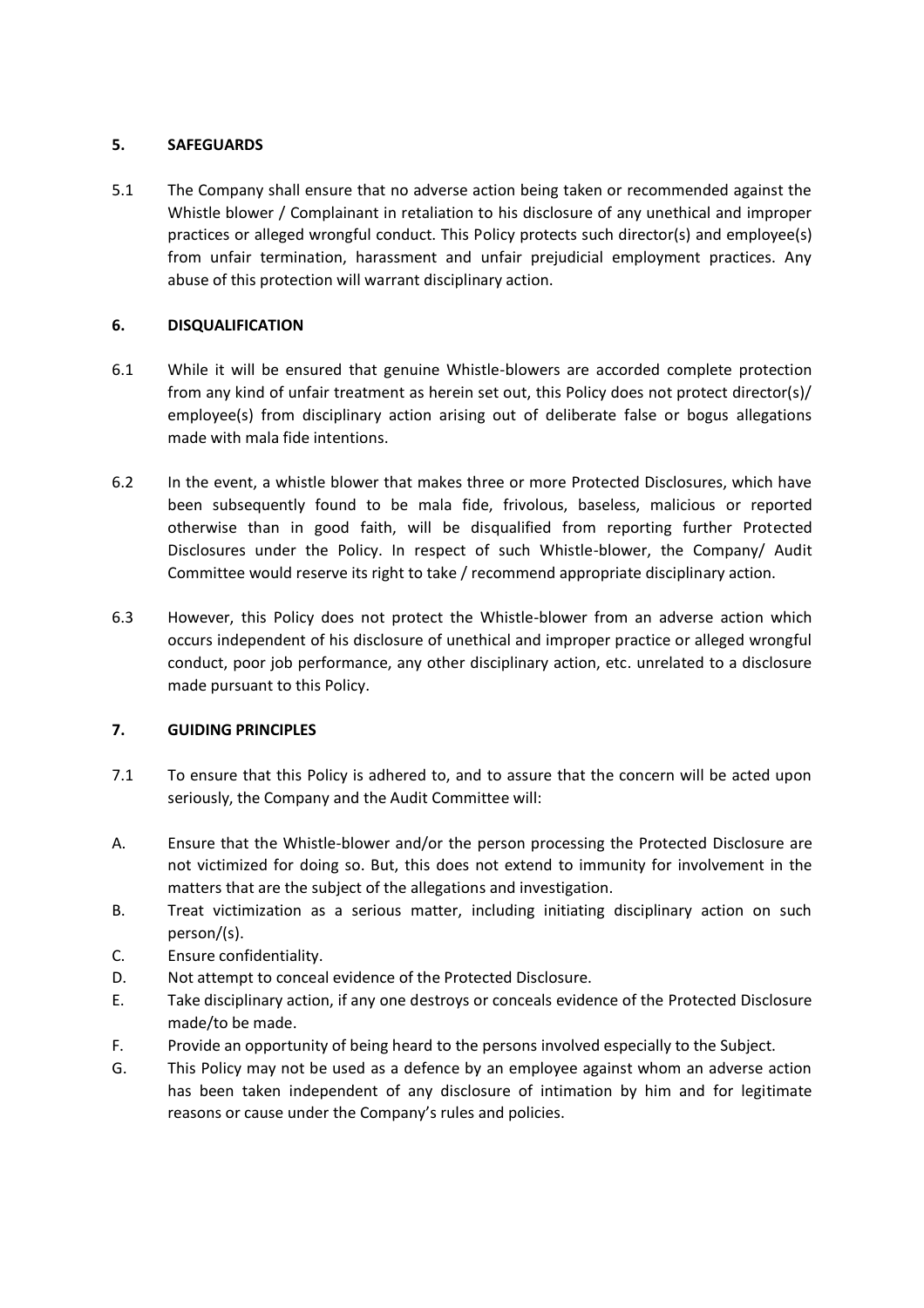## 5. SAFEGUARDS

5.1 The Company shall ensure that no adverse action being taken or recommended against the Whistle blower / Complainant in retaliation to his disclosure of any unethical and improper practices or alleged wrongful conduct. This Policy protects such director(s) and employee(s) from unfair termination, harassment and unfair prejudicial employment practices. Any abuse of this protection will warrant disciplinary action.

## 6. DISQUALIFICATION

6.1 While it will be ensured that genuine Whistle-blowers are accorded complete protection from any kind of unfair treatment as herein set out, this Policy does not protect director(s)/ employee(s) from disciplinary action arising out of deliberate false or bogus allegations made with mala fide intentions.

6.2 In the event, a whistle blower that makes three or more Protected Disclosures, which have been subsequently found to be mala fide, frivolous, baseless, malicious or reported otherwise than in good faith, will be disqualified from reporting further Protected Disclosures under the Policy. In respect of such Whistle-blower, the Company/ Audit Committee would reserve its right to take / recommend appropriate disciplinary action.

6.3 However, this Policy does not protect the Whistle-blower from an adverse action which occurs independent of his disclosure of unethical and improper practice or alleged wrongful conduct, poor job performance, any other disciplinary action, etc. unrelated to a disclosure made pursuant to this Policy.

## 7. GUIDING PRINCIPLES

7.1 To ensure that this Policy is adhered to, and to assure that the concern will be acted upon seriously, the Company and the Audit Committee will:

A. Ensure that the Whistle-blower and/or the person processing the Protected Disclosure are not victimized for doing so. But, this does not extend to immunity for involvement in the matters that are the subject of the allegations and investigation.

B. Treat victimization as a serious matter, including initiating disciplinary action on such person/(s).

C. Ensure confidentiality.

D. Not attempt to conceal evidence of the Protected Disclosure.

E. Take disciplinary action, if any one destroys or conceals evidence of the Protected Disclosure made/to be made.

F. Provide an opportunity of being heard to the persons involved especially to the Subject.

G. This Policy may not be used as a defence by an employee against whom an adverse action has been taken independent of any disclosure of intimation by him and for legitimate reasons or cause under the Company's rules and policies.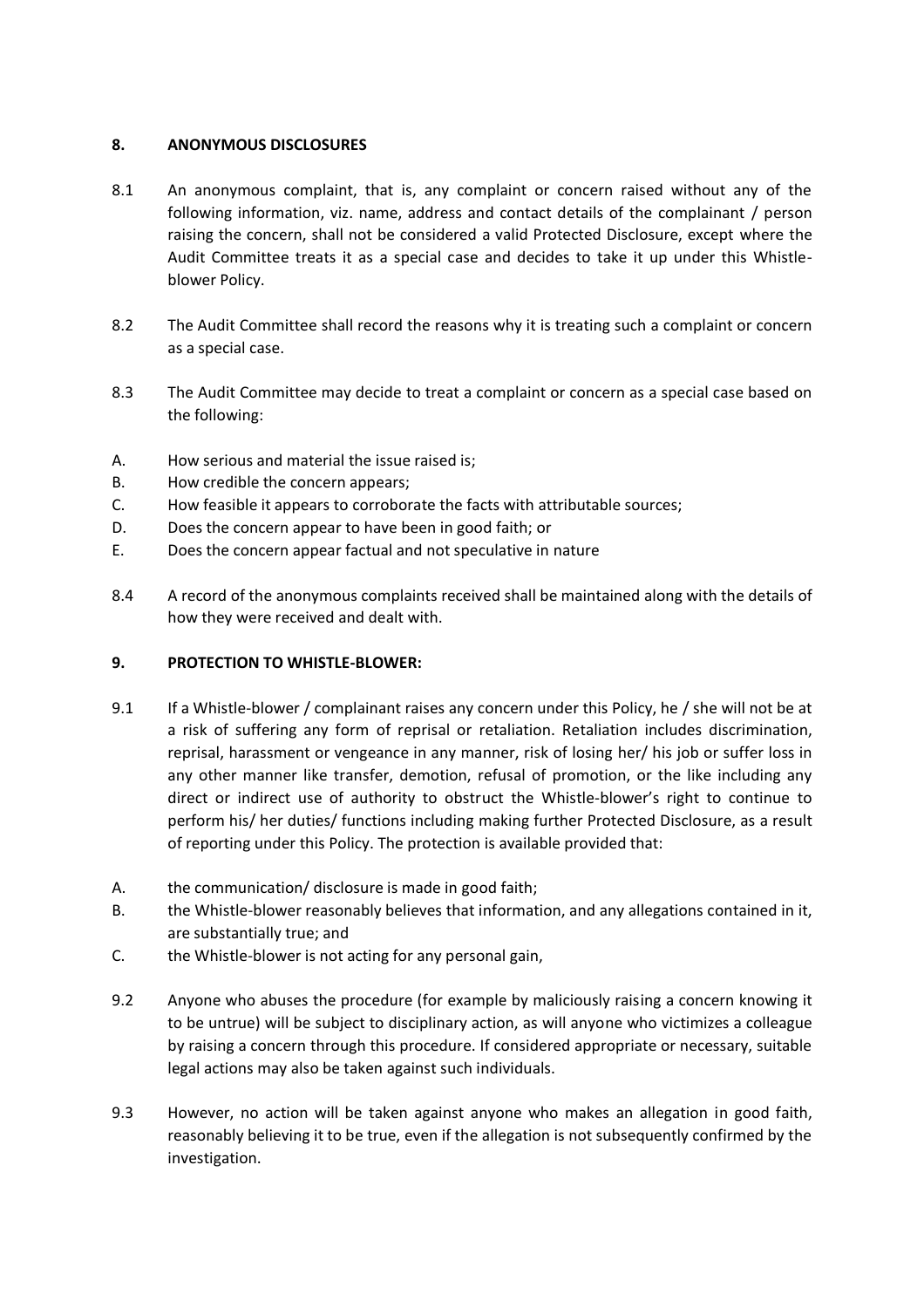## 8. ANONYMOUS DISCLOSURES

8.1 An anonymous complaint, that is, any complaint or concern raised without any of the following information, viz. name, address and contact details of the complainant / person raising the concern, shall not be considered a valid Protected Disclosure, except where the Audit Committee treats it as a special case and decides to take it up under this Whistle-blower Policy.

8.2 The Audit Committee shall record the reasons why it is treating such a complaint or concern as a special case.

8.3 The Audit Committee may decide to treat a complaint or concern as a special case based on the following:

A. How serious and material the issue raised is;
B. How credible the concern appears;
C. How feasible it appears to corroborate the facts with attributable sources;
D. Does the concern appear to have been in good faith; or
E. Does the concern appear factual and not speculative in nature

8.4 A record of the anonymous complaints received shall be maintained along with the details of how they were received and dealt with.

## 9. PROTECTION TO WHISTLE-BLOWER:

9.1 If a Whistle-blower / complainant raises any concern under this Policy, he / she will not be at a risk of suffering any form of reprisal or retaliation. Retaliation includes discrimination, reprisal, harassment or vengeance in any manner, risk of losing her/ his job or suffer loss in any other manner like transfer, demotion, refusal of promotion, or the like including any direct or indirect use of authority to obstruct the Whistle-blower's right to continue to perform his/ her duties/ functions including making further Protected Disclosure, as a result of reporting under this Policy. The protection is available provided that:

A. the communication/ disclosure is made in good faith;
B. the Whistle-blower reasonably believes that information, and any allegations contained in it, are substantially true; and
C. the Whistle-blower is not acting for any personal gain,

9.2 Anyone who abuses the procedure (for example by maliciously raising a concern knowing it to be untrue) will be subject to disciplinary action, as will anyone who victimizes a colleague by raising a concern through this procedure. If considered appropriate or necessary, suitable legal actions may also be taken against such individuals.

9.3 However, no action will be taken against anyone who makes an allegation in good faith, reasonably believing it to be true, even if the allegation is not subsequently confirmed by the investigation.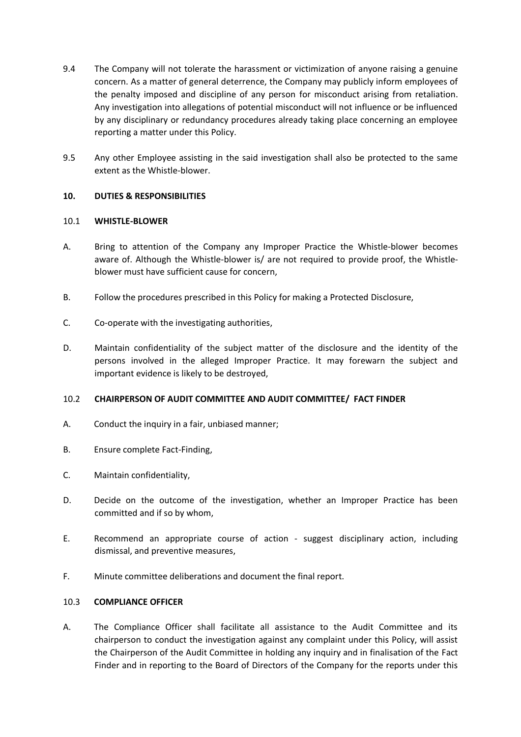9.4 The Company will not tolerate the harassment or victimization of anyone raising a genuine concern. As a matter of general deterrence, the Company may publicly inform employees of the penalty imposed and discipline of any person for misconduct arising from retaliation. Any investigation into allegations of potential misconduct will not influence or be influenced by any disciplinary or redundancy procedures already taking place concerning an employee reporting a matter under this Policy.

9.5 Any other Employee assisting in the said investigation shall also be protected to the same extent as the Whistle-blower.

## 10. DUTIES & RESPONSIBILITIES

### 10.1 WHISTLE-BLOWER

A. Bring to attention of the Company any Improper Practice the Whistle-blower becomes aware of. Although the Whistle-blower is/ are not required to provide proof, the Whistle-blower must have sufficient cause for concern,

B. Follow the procedures prescribed in this Policy for making a Protected Disclosure,

C. Co-operate with the investigating authorities,

D. Maintain confidentiality of the subject matter of the disclosure and the identity of the persons involved in the alleged Improper Practice. It may forewarn the subject and important evidence is likely to be destroyed,

### 10.2 CHAIRPERSON OF AUDIT COMMITTEE AND AUDIT COMMITTEE/ FACT FINDER

A. Conduct the inquiry in a fair, unbiased manner;

B. Ensure complete Fact-Finding,

C. Maintain confidentiality,

D. Decide on the outcome of the investigation, whether an Improper Practice has been committed and if so by whom,

E. Recommend an appropriate course of action - suggest disciplinary action, including dismissal, and preventive measures,

F. Minute committee deliberations and document the final report.

### 10.3 COMPLIANCE OFFICER

A. The Compliance Officer shall facilitate all assistance to the Audit Committee and its chairperson to conduct the investigation against any complaint under this Policy, will assist the Chairperson of the Audit Committee in holding any inquiry and in finalisation of the Fact Finder and in reporting to the Board of Directors of the Company for the reports under this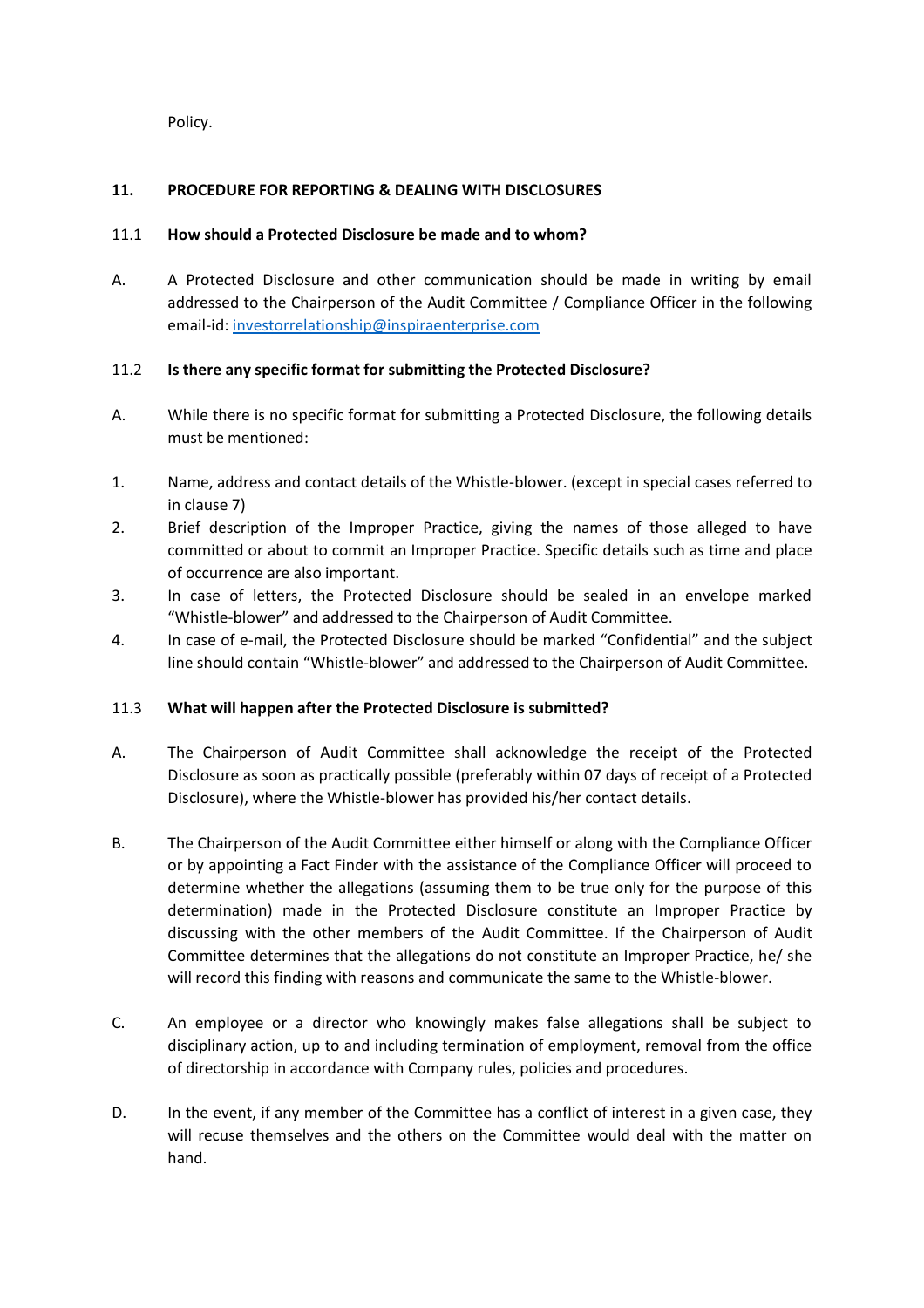Policy.

## 11. PROCEDURE FOR REPORTING & DEALING WITH DISCLOSURES

### 11.1 How should a Protected Disclosure be made and to whom?

A. A Protected Disclosure and other communication should be made in writing by email addressed to the Chairperson of the Audit Committee / Compliance Officer in the following email-id: investorrelationship@inspiraenterprise.com

### 11.2 Is there any specific format for submitting the Protected Disclosure?

A. While there is no specific format for submitting a Protected Disclosure, the following details must be mentioned:

1. Name, address and contact details of the Whistle-blower. (except in special cases referred to in clause 7)
2. Brief description of the Improper Practice, giving the names of those alleged to have committed or about to commit an Improper Practice. Specific details such as time and place of occurrence are also important.
3. In case of letters, the Protected Disclosure should be sealed in an envelope marked "Whistle-blower" and addressed to the Chairperson of Audit Committee.
4. In case of e-mail, the Protected Disclosure should be marked "Confidential" and the subject line should contain "Whistle-blower" and addressed to the Chairperson of Audit Committee.

### 11.3 What will happen after the Protected Disclosure is submitted?

A. The Chairperson of Audit Committee shall acknowledge the receipt of the Protected Disclosure as soon as practically possible (preferably within 07 days of receipt of a Protected Disclosure), where the Whistle-blower has provided his/her contact details.

B. The Chairperson of the Audit Committee either himself or along with the Compliance Officer or by appointing a Fact Finder with the assistance of the Compliance Officer will proceed to determine whether the allegations (assuming them to be true only for the purpose of this determination) made in the Protected Disclosure constitute an Improper Practice by discussing with the other members of the Audit Committee. If the Chairperson of Audit Committee determines that the allegations do not constitute an Improper Practice, he/ she will record this finding with reasons and communicate the same to the Whistle-blower.

C. An employee or a director who knowingly makes false allegations shall be subject to disciplinary action, up to and including termination of employment, removal from the office of directorship in accordance with Company rules, policies and procedures.

D. In the event, if any member of the Committee has a conflict of interest in a given case, they will recuse themselves and the others on the Committee would deal with the matter on hand.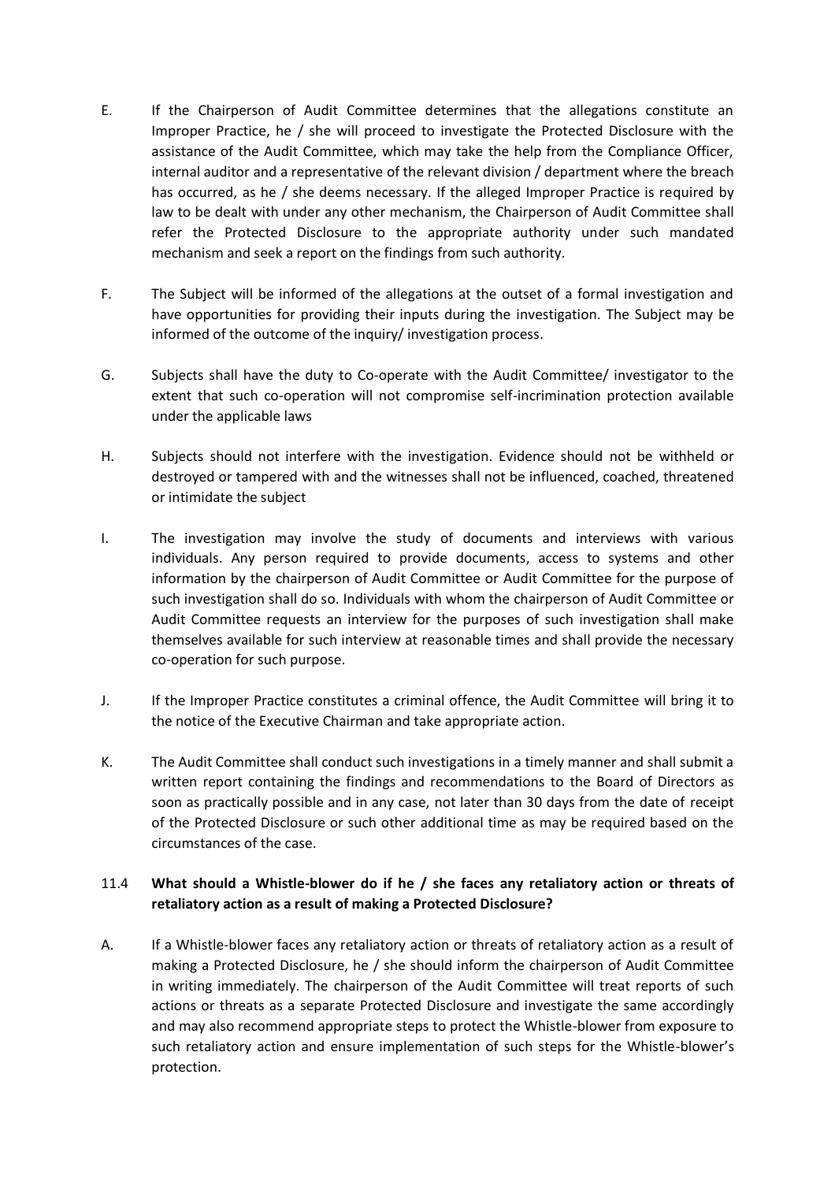E. If the Chairperson of Audit Committee determines that the allegations constitute an Improper Practice, he / she will proceed to investigate the Protected Disclosure with the assistance of the Audit Committee, which may take the help from the Compliance Officer, internal auditor and a representative of the relevant division / department where the breach has occurred, as he / she deems necessary. If the alleged Improper Practice is required by law to be dealt with under any other mechanism, the Chairperson of Audit Committee shall refer the Protected Disclosure to the appropriate authority under such mandated mechanism and seek a report on the findings from such authority.

F. The Subject will be informed of the allegations at the outset of a formal investigation and have opportunities for providing their inputs during the investigation. The Subject may be informed of the outcome of the inquiry/ investigation process.

G. Subjects shall have the duty to Co-operate with the Audit Committee/ investigator to the extent that such co-operation will not compromise self-incrimination protection available under the applicable laws

H. Subjects should not interfere with the investigation. Evidence should not be withheld or destroyed or tampered with and the witnesses shall not be influenced, coached, threatened or intimidate the subject

I. The investigation may involve the study of documents and interviews with various individuals. Any person required to provide documents, access to systems and other information by the chairperson of Audit Committee or Audit Committee for the purpose of such investigation shall do so. Individuals with whom the chairperson of Audit Committee or Audit Committee requests an interview for the purposes of such investigation shall make themselves available for such interview at reasonable times and shall provide the necessary co-operation for such purpose.

J. If the Improper Practice constitutes a criminal offence, the Audit Committee will bring it to the notice of the Executive Chairman and take appropriate action.

K. The Audit Committee shall conduct such investigations in a timely manner and shall submit a written report containing the findings and recommendations to the Board of Directors as soon as practically possible and in any case, not later than 30 days from the date of receipt of the Protected Disclosure or such other additional time as may be required based on the circumstances of the case.

### 11.4 What should a Whistle-blower do if he / she faces any retaliatory action or threats of retaliatory action as a result of making a Protected Disclosure?

A. If a Whistle-blower faces any retaliatory action or threats of retaliatory action as a result of making a Protected Disclosure, he / she should inform the chairperson of Audit Committee in writing immediately. The chairperson of the Audit Committee will treat reports of such actions or threats as a separate Protected Disclosure and investigate the same accordingly and may also recommend appropriate steps to protect the Whistle-blower from exposure to such retaliatory action and ensure implementation of such steps for the Whistle-blower's protection.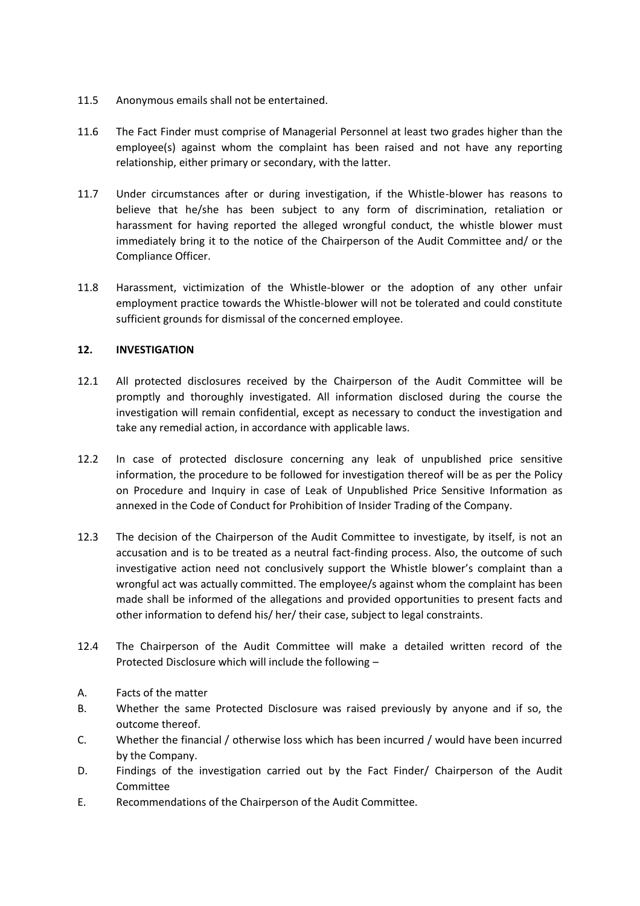11.5 Anonymous emails shall not be entertained.

11.6 The Fact Finder must comprise of Managerial Personnel at least two grades higher than the employee(s) against whom the complaint has been raised and not have any reporting relationship, either primary or secondary, with the latter.

11.7 Under circumstances after or during investigation, if the Whistle-blower has reasons to believe that he/she has been subject to any form of discrimination, retaliation or harassment for having reported the alleged wrongful conduct, the whistle blower must immediately bring it to the notice of the Chairperson of the Audit Committee and/ or the Compliance Officer.

11.8 Harassment, victimization of the Whistle-blower or the adoption of any other unfair employment practice towards the Whistle-blower will not be tolerated and could constitute sufficient grounds for dismissal of the concerned employee.

## 12. INVESTIGATION

12.1 All protected disclosures received by the Chairperson of the Audit Committee will be promptly and thoroughly investigated. All information disclosed during the course the investigation will remain confidential, except as necessary to conduct the investigation and take any remedial action, in accordance with applicable laws.

12.2 In case of protected disclosure concerning any leak of unpublished price sensitive information, the procedure to be followed for investigation thereof will be as per the Policy on Procedure and Inquiry in case of Leak of Unpublished Price Sensitive Information as annexed in the Code of Conduct for Prohibition of Insider Trading of the Company.

12.3 The decision of the Chairperson of the Audit Committee to investigate, by itself, is not an accusation and is to be treated as a neutral fact-finding process. Also, the outcome of such investigative action need not conclusively support the Whistle blower's complaint than a wrongful act was actually committed. The employee/s against whom the complaint has been made shall be informed of the allegations and provided opportunities to present facts and other information to defend his/ her/ their case, subject to legal constraints.

12.4 The Chairperson of the Audit Committee will make a detailed written record of the Protected Disclosure which will include the following –

A. Facts of the matter

B. Whether the same Protected Disclosure was raised previously by anyone and if so, the outcome thereof.

C. Whether the financial / otherwise loss which has been incurred / would have been incurred by the Company.

D. Findings of the investigation carried out by the Fact Finder/ Chairperson of the Audit Committee

E. Recommendations of the Chairperson of the Audit Committee.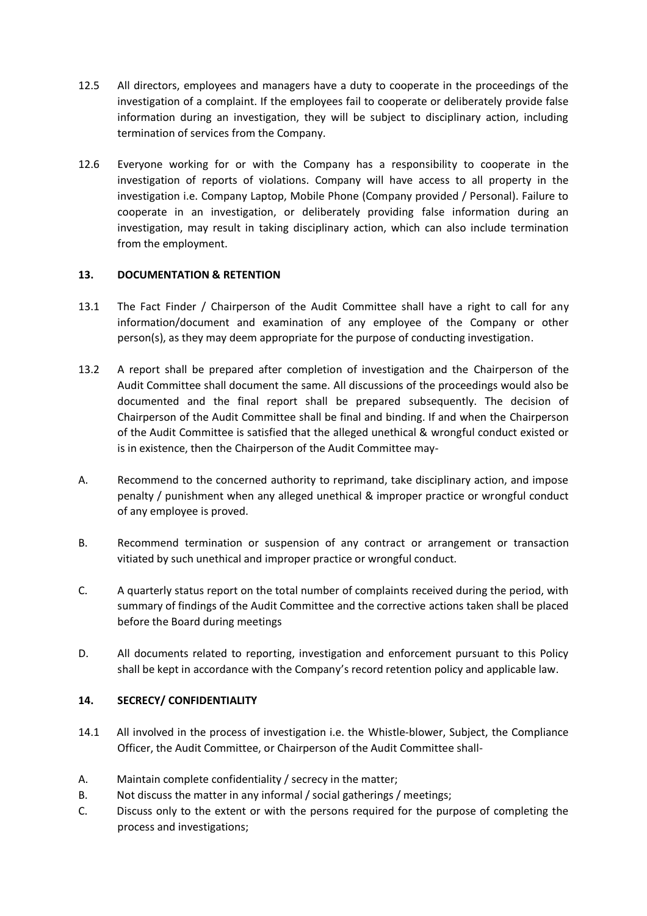12.5 All directors, employees and managers have a duty to cooperate in the proceedings of the investigation of a complaint. If the employees fail to cooperate or deliberately provide false information during an investigation, they will be subject to disciplinary action, including termination of services from the Company.

12.6 Everyone working for or with the Company has a responsibility to cooperate in the investigation of reports of violations. Company will have access to all property in the investigation i.e. Company Laptop, Mobile Phone (Company provided / Personal). Failure to cooperate in an investigation, or deliberately providing false information during an investigation, may result in taking disciplinary action, which can also include termination from the employment.

## 13. DOCUMENTATION & RETENTION

13.1 The Fact Finder / Chairperson of the Audit Committee shall have a right to call for any information/document and examination of any employee of the Company or other person(s), as they may deem appropriate for the purpose of conducting investigation.

13.2 A report shall be prepared after completion of investigation and the Chairperson of the Audit Committee shall document the same. All discussions of the proceedings would also be documented and the final report shall be prepared subsequently. The decision of Chairperson of the Audit Committee shall be final and binding. If and when the Chairperson of the Audit Committee is satisfied that the alleged unethical & wrongful conduct existed or is in existence, then the Chairperson of the Audit Committee may-

A. Recommend to the concerned authority to reprimand, take disciplinary action, and impose penalty / punishment when any alleged unethical & improper practice or wrongful conduct of any employee is proved.

B. Recommend termination or suspension of any contract or arrangement or transaction vitiated by such unethical and improper practice or wrongful conduct.

C. A quarterly status report on the total number of complaints received during the period, with summary of findings of the Audit Committee and the corrective actions taken shall be placed before the Board during meetings

D. All documents related to reporting, investigation and enforcement pursuant to this Policy shall be kept in accordance with the Company's record retention policy and applicable law.

## 14. SECRECY/ CONFIDENTIALITY

14.1 All involved in the process of investigation i.e. the Whistle-blower, Subject, the Compliance Officer, the Audit Committee, or Chairperson of the Audit Committee shall-

A. Maintain complete confidentiality / secrecy in the matter;
B. Not discuss the matter in any informal / social gatherings / meetings;
C. Discuss only to the extent or with the persons required for the purpose of completing the process and investigations;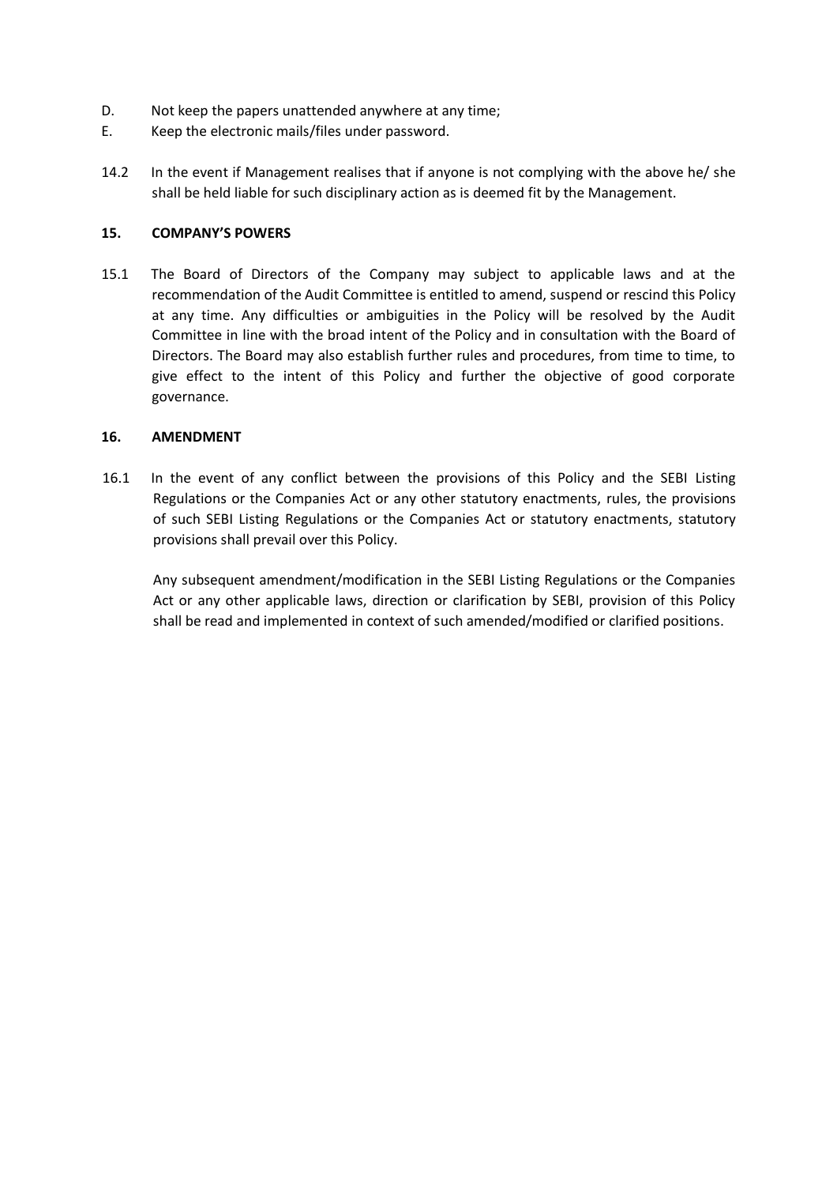D. Not keep the papers unattended anywhere at any time;

E. Keep the electronic mails/files under password.

14.2 In the event if Management realises that if anyone is not complying with the above he/ she shall be held liable for such disciplinary action as is deemed fit by the Management.

## 15. COMPANY'S POWERS

15.1 The Board of Directors of the Company may subject to applicable laws and at the recommendation of the Audit Committee is entitled to amend, suspend or rescind this Policy at any time. Any difficulties or ambiguities in the Policy will be resolved by the Audit Committee in line with the broad intent of the Policy and in consultation with the Board of Directors. The Board may also establish further rules and procedures, from time to time, to give effect to the intent of this Policy and further the objective of good corporate governance.

## 16. AMENDMENT

16.1 In the event of any conflict between the provisions of this Policy and the SEBI Listing Regulations or the Companies Act or any other statutory enactments, rules, the provisions of such SEBI Listing Regulations or the Companies Act or statutory enactments, statutory provisions shall prevail over this Policy.

Any subsequent amendment/modification in the SEBI Listing Regulations or the Companies Act or any other applicable laws, direction or clarification by SEBI, provision of this Policy shall be read and implemented in context of such amended/modified or clarified positions.